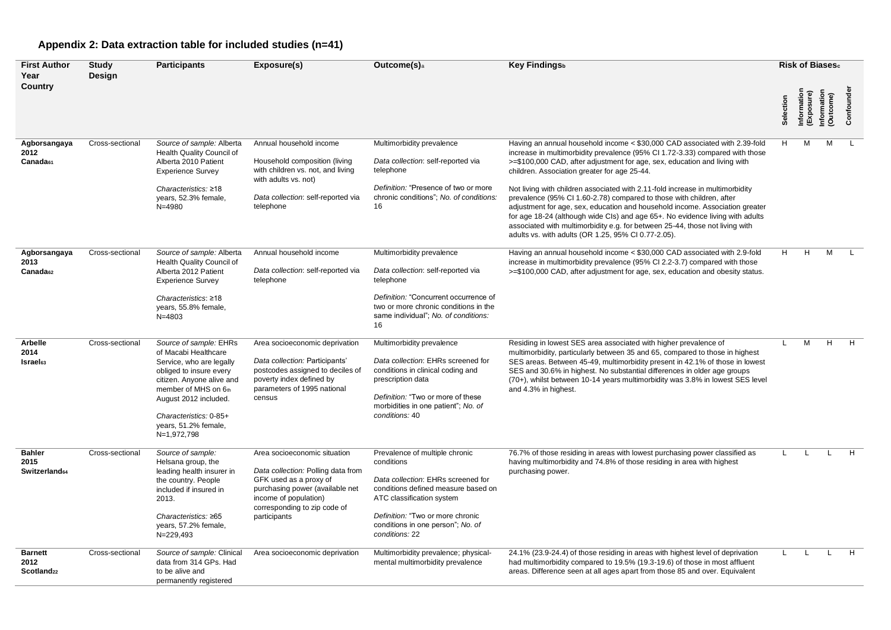### Appendix 2: Data extraction table for included studies (n=41)

| First Author Year Country | Study Design | Participants | Exposure(s) | Outcome(s)[a] | Key Findings[b] | Risk of Biases[c] | | | |
|---|---|---|---|---|---|---|---|---|---|
| | | | | | | Selection | Information (Exposure) | Information (Outcome) | Confounder |
| **Agborsangaya 2012 Canada**[61] | Cross-sectional | *Source of sample:* Alberta Health Quality Council of Alberta 2010 Patient Experience Survey<br><br>*Characteristics:* ≥18 years, 52.3% female, N=4980 | Annual household income<br><br>Household composition (living with children vs. not, and living with adults vs. not)<br><br>*Data collection*: self-reported via telephone | Multimorbidity prevalence<br><br>*Data collection*: self-reported via telephone<br><br>*Definition:* "Presence of two or more chronic conditions"; *No. of conditions:* 16 | Having an annual household income < $30,000 CAD associated with 2.39-fold increase in multimorbidity prevalence (95% CI 1.72-3.33) compared with those >=$100,000 CAD, after adjustment for age, sex, education and living with children. Association greater for age 25-44.<br><br>Not living with children associated with 2.11-fold increase in multimorbidity prevalence (95% CI 1.60-2.78) compared to those with children, after adjustment for age, sex, education and household income. Association greater for age 18-24 (although wide CIs) and age 65+. No evidence living with adults associated with multimorbidity e.g. for between 25-44, those not living with adults vs. with adults (OR 1.25, 95% CI 0.77-2.05). | H | M | M | L |
| **Agborsangaya 2013 Canada**[62] | Cross-sectional | *Source of sample:* Alberta Health Quality Council of Alberta 2012 Patient Experience Survey<br><br>*Characteristics*: ≥18 years, 55.8% female, N=4803 | Annual household income<br><br>*Data collection*: self-reported via telephone | Multimorbidity prevalence<br><br>*Data collection*: self-reported via telephone<br><br>*Definition:* "Concurrent occurrence of two or more chronic conditions in the same individual"; *No. of conditions:* 16 | Having an annual household income < $30,000 CAD associated with 2.9-fold increase in multimorbidity prevalence (95% CI 2.2-3.7) compared with those >=$100,000 CAD, after adjustment for age, sex, education and obesity status. | H | H | M | L |
| **Arbelle 2014 Israel**[63] | Cross-sectional | *Source of sample:* EHRs of Macabi Healthcare Service, who are legally obliged to insure every citizen. Anyone alive and member of MHS on 6[th] August 2012 included.<br><br>*Characteristics:* 0-85+ years, 51.2% female, N=1,972,798 | Area socioeconomic deprivation<br><br>*Data collection:* Participants' postcodes assigned to deciles of poverty index defined by parameters of 1995 national census | Multimorbidity prevalence<br><br>*Data collection*: EHRs screened for conditions in clinical coding and prescription data<br><br>*Definition:* "Two or more of these morbidities in one patient"; *No. of conditions:* 40 | Residing in lowest SES area associated with higher prevalence of multimorbidity, particularly between 35 and 65, compared to those in highest SES areas. Between 45-49, multimorbidity present in 42.1% of those in lowest SES and 30.6% in highest. No substantial differences in older age groups (70+), whilst between 10-14 years multimorbidity was 3.8% in lowest SES level and 4.3% in highest. | L | M | H | H |
| **Bahler 2015 Switzerland**[64] | Cross-sectional | *Source of sample:* Helsana group, the leading health insurer in the country. People included if insured in 2013.<br><br>*Characteristics:* ≥65 years, 57.2% female, N=229,493 | Area socioeconomic situation<br><br>*Data collection:* Polling data from GFK used as a proxy of purchasing power (available net income of population) corresponding to zip code of participants | Prevalence of multiple chronic conditions<br><br>*Data collection*: EHRs screened for conditions defined measure based on ATC classification system<br><br>*Definition:* "Two or more chronic conditions in one person"; *No. of conditions:* 22 | 76.7% of those residing in areas with lowest purchasing power classified as having multimorbidity and 74.8% of those residing in area with highest purchasing power. | L | L | L | H |
| **Barnett 2012 Scotland**[22] | Cross-sectional | *Source of sample:* Clinical data from 314 GPs. Had to be alive and permanently registered | Area socioeconomic deprivation | Multimorbidity prevalence; physical-mental multimorbidity prevalence | 24.1% (23.9-24.4) of those residing in areas with highest level of deprivation had multimorbidity compared to 19.5% (19.3-19.6) of those in most affluent areas. Difference seen at all ages apart from those 85 and over. Equivalent | L | L | L | H |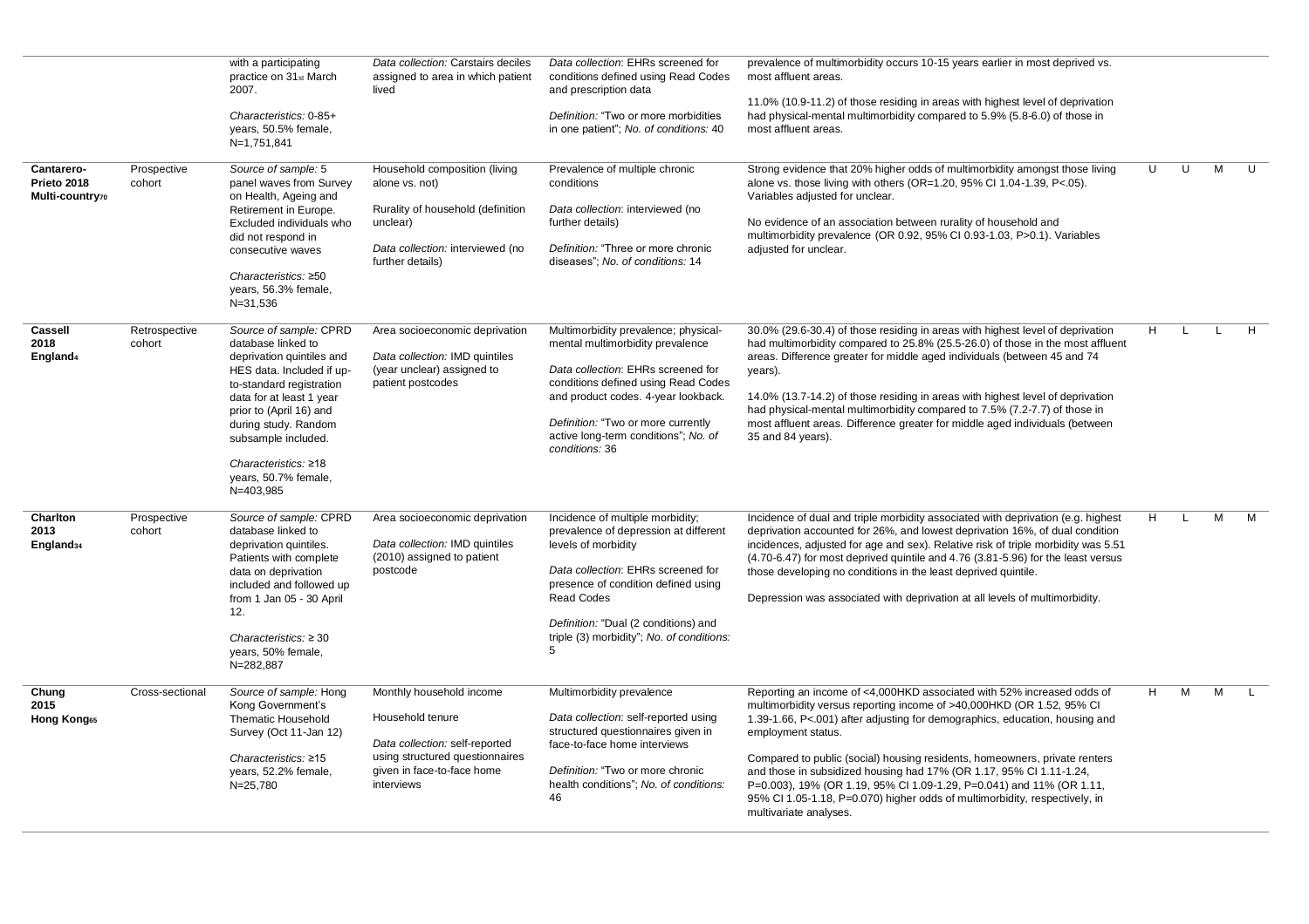| | | | | | | | | | |
|---|---|---|---|---|---|---|---|---|---|
| | | with a participating practice on 31st March 2007.<br><br>*Characteristics:* 0-85+ years, 50.5% female, N=1,751,841 | *Data collection:* Carstairs deciles assigned to area in which patient lived | *Data collection*: EHRs screened for conditions defined using Read Codes and prescription data<br><br>*Definition:* "Two or more morbidities in one patient"; *No. of conditions:* 40 | prevalence of multimorbidity occurs 10-15 years earlier in most deprived vs. most affluent areas.<br><br>11.0% (10.9-11.2) of those residing in areas with highest level of deprivation had physical-mental multimorbidity compared to 5.9% (5.8-6.0) of those in most affluent areas. | | | | |
| **Cantarero-Prieto 2018 Multi-country**[70] | Prospective cohort | *Source of sample:* 5 panel waves from Survey on Health, Ageing and Retirement in Europe. Excluded individuals who did not respond in consecutive waves<br><br>*Characteristics:* ≥50 years, 56.3% female, N=31,536 | Household composition (living alone vs. not)<br><br>Rurality of household (definition unclear)<br><br>*Data collection:* interviewed (no further details) | Prevalence of multiple chronic conditions<br><br>*Data collection*: interviewed (no further details)<br><br>*Definition:* "Three or more chronic diseases"; *No. of conditions:* 14 | Strong evidence that 20% higher odds of multimorbidity amongst those living alone vs. those living with others (OR=1.20, 95% CI 1.04-1.39, P<.05). Variables adjusted for unclear.<br><br>No evidence of an association between rurality of household and multimorbidity prevalence (OR 0.92, 95% CI 0.93-1.03, P>0.1). Variables adjusted for unclear. | U | U | M | U |
| **Cassell 2018 England**[4] | Retrospective cohort | *Source of sample:* CPRD database linked to deprivation quintiles and HES data. Included if up-to-standard registration data for at least 1 year prior to (April 16) and during study. Random subsample included.<br><br>*Characteristics:* ≥18 years, 50.7% female, N=403,985 | Area socioeconomic deprivation<br><br>*Data collection:* IMD quintiles (year unclear) assigned to patient postcodes | Multimorbidity prevalence; physical-mental multimorbidity prevalence<br><br>*Data collection*: EHRs screened for conditions defined using Read Codes and product codes. 4-year lookback.<br><br>*Definition:* "Two or more currently active long-term conditions"; *No. of conditions:* 36 | 30.0% (29.6-30.4) of those residing in areas with highest level of deprivation had multimorbidity compared to 25.8% (25.5-26.0) of those in the most affluent areas. Difference greater for middle aged individuals (between 45 and 74 years).<br><br>14.0% (13.7-14.2) of those residing in areas with highest level of deprivation had physical-mental multimorbidity compared to 7.5% (7.2-7.7) of those in most affluent areas. Difference greater for middle aged individuals (between 35 and 84 years). | H | L | L | H |
| **Charlton 2013 England**[34] | Prospective cohort | *Source of sample:* CPRD database linked to deprivation quintiles. Patients with complete data on deprivation included and followed up from 1 Jan 05 - 30 April 12.<br><br>*Characteristics:* ≥ 30 years, 50% female, N=282,887 | Area socioeconomic deprivation<br><br>*Data collection:* IMD quintiles (2010) assigned to patient postcode | Incidence of multiple morbidity; prevalence of depression at different levels of morbidity<br><br>*Data collection*: EHRs screened for presence of condition defined using Read Codes<br><br>*Definition:* "Dual (2 conditions) and triple (3) morbidity"; *No. of conditions:* 5 | Incidence of dual and triple morbidity associated with deprivation (e.g. highest deprivation accounted for 26%, and lowest deprivation 16%, of dual condition incidences, adjusted for age and sex). Relative risk of triple morbidity was 5.51 (4.70-6.47) for most deprived quintile and 4.76 (3.81-5.96) for the least versus those developing no conditions in the least deprived quintile.<br><br>Depression was associated with deprivation at all levels of multimorbidity. | H | L | M | M |
| **Chung 2015 Hong Kong**[65] | Cross-sectional | *Source of sample:* Hong Kong Government's Thematic Household Survey (Oct 11-Jan 12)<br><br>*Characteristics:* ≥15 years, 52.2% female, N=25,780 | Monthly household income<br><br>Household tenure<br><br>*Data collection:* self-reported using structured questionnaires given in face-to-face home interviews | Multimorbidity prevalence<br><br>*Data collection*: self-reported using structured questionnaires given in face-to-face home interviews<br><br>*Definition:* "Two or more chronic health conditions"; *No. of conditions:* 46 | Reporting an income of <4,000HKD associated with 52% increased odds of multimorbidity versus reporting income of >40,000HKD (OR 1.52, 95% CI 1.39-1.66, P<.001) after adjusting for demographics, education, housing and employment status.<br><br>Compared to public (social) housing residents, homeowners, private renters and those in subsidized housing had 17% (OR 1.17, 95% CI 1.11-1.24, P=0.003), 19% (OR 1.19, 95% CI 1.09-1.29, P=0.041) and 11% (OR 1.11, 95% CI 1.05-1.18, P=0.070) higher odds of multimorbidity, respectively, in multivariate analyses. | H | M | M | L |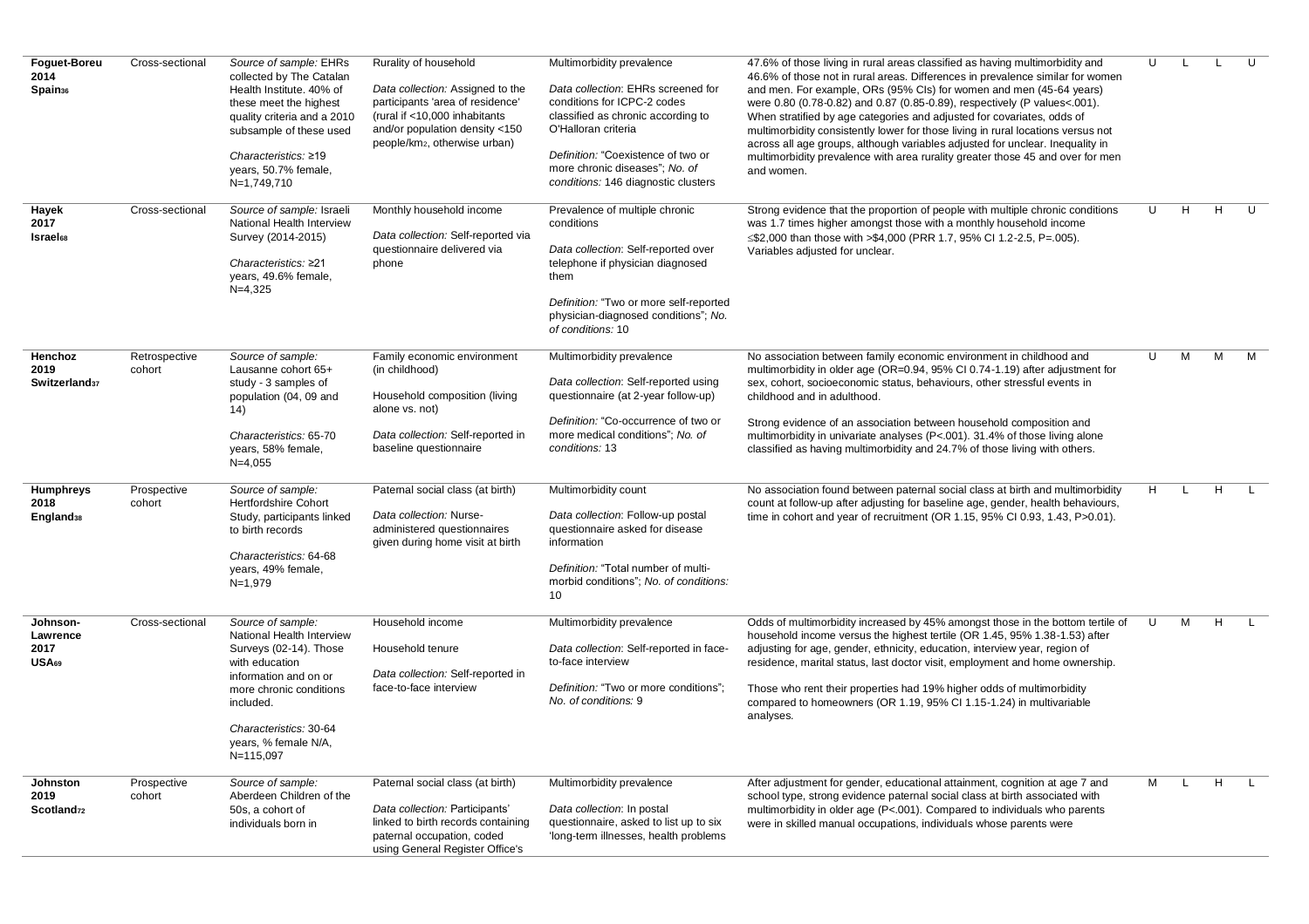| | | | | | | | | | |
|---|---|---|---|---|---|---|---|---|---|
| **Foguet-Boreu 2014 Spain[36]** | Cross-sectional | *Source of sample:* EHRs collected by The Catalan Health Institute. 40% of these meet the highest quality criteria and a 2010 subsample of these used<br><br>*Characteristics:* ≥19 years, 50.7% female, N=1,749,710 | Rurality of household<br><br>*Data collection:* Assigned to the participants 'area of residence' (rural if <10,000 inhabitants and/or population density <150 people/km[2], otherwise urban) | Multimorbidity prevalence<br><br>*Data collection*: EHRs screened for conditions for ICPC-2 codes classified as chronic according to O'Halloran criteria<br><br>*Definition:* "Coexistence of two or more chronic diseases"; *No. of conditions:* 146 diagnostic clusters | 47.6% of those living in rural areas classified as having multimorbidity and 46.6% of those not in rural areas. Differences in prevalence similar for women and men. For example, ORs (95% CIs) for women and men (45-64 years) were 0.80 (0.78-0.82) and 0.87 (0.85-0.89), respectively (P values<.001). When stratified by age categories and adjusted for covariates, odds of multimorbidity consistently lower for those living in rural locations versus not across all age groups, although variables adjusted for unclear. Inequality in multimorbidity prevalence with area rurality greater those 45 and over for men and women. | U | L | L | U |
| **Hayek 2017 Israel[68]** | Cross-sectional | *Source of sample:* Israeli National Health Interview Survey (2014-2015)<br><br>*Characteristics:* ≥21 years, 49.6% female, N=4,325 | Monthly household income<br><br>*Data collection:* Self-reported via questionnaire delivered via phone | Prevalence of multiple chronic conditions<br><br>*Data collection*: Self-reported over telephone if physician diagnosed them<br><br>*Definition:* "Two or more self-reported physician-diagnosed conditions"; *No. of conditions:* 10 | Strong evidence that the proportion of people with multiple chronic conditions was 1.7 times higher amongst those with a monthly household income ≤\$2,000 than those with >\$4,000 (PRR 1.7, 95% CI 1.2-2.5, P=.005). Variables adjusted for unclear. | U | H | H | U |
| **Henchoz 2019 Switzerland[37]** | Retrospective cohort | *Source of sample:* Lausanne cohort 65+ study - 3 samples of population (04, 09 and 14)<br><br>*Characteristics:* 65-70 years, 58% female, N=4,055 | Family economic environment (in childhood)<br><br>Household composition (living alone vs. not)<br><br>*Data collection:* Self-reported in baseline questionnaire | Multimorbidity prevalence<br><br>*Data collection*: Self-reported using questionnaire (at 2-year follow-up)<br><br>*Definition:* "Co-occurrence of two or more medical conditions"; *No. of conditions:* 13 | No association between family economic environment in childhood and multimorbidity in older age (OR=0.94, 95% CI 0.74-1.19) after adjustment for sex, cohort, socioeconomic status, behaviours, other stressful events in childhood and in adulthood.<br><br>Strong evidence of an association between household composition and multimorbidity in univariate analyses (P<.001). 31.4% of those living alone classified as having multimorbidity and 24.7% of those living with others. | U | M | M | M |
| **Humphreys 2018 England[38]** | Prospective cohort | *Source of sample:* Hertfordshire Cohort Study, participants linked to birth records<br><br>*Characteristics:* 64-68 years, 49% female, N=1,979 | Paternal social class (at birth)<br><br>*Data collection:* Nurse-administered questionnaires given during home visit at birth | Multimorbidity count<br><br>*Data collection*: Follow-up postal questionnaire asked for disease information<br><br>*Definition:* "Total number of multi-morbid conditions"; *No. of conditions:* 10 | No association found between paternal social class at birth and multimorbidity count at follow-up after adjusting for baseline age, gender, health behaviours, time in cohort and year of recruitment (OR 1.15, 95% CI 0.93, 1.43, P>0.01). | H | L | H | L |
| **Johnson-Lawrence 2017 USA[69]** | Cross-sectional | *Source of sample:* National Health Interview Surveys (02-14). Those with education information and on or more chronic conditions included.<br><br>*Characteristics:* 30-64 years, % female N/A, N=115,097 | Household income<br><br>Household tenure<br><br>*Data collection:* Self-reported in face-to-face interview | Multimorbidity prevalence<br><br>*Data collection*: Self-reported in face-to-face interview<br><br>*Definition:* "Two or more conditions"; *No. of conditions:* 9 | Odds of multimorbidity increased by 45% amongst those in the bottom tertile of household income versus the highest tertile (OR 1.45, 95% 1.38-1.53) after adjusting for age, gender, ethnicity, education, interview year, region of residence, marital status, last doctor visit, employment and home ownership.<br><br>Those who rent their properties had 19% higher odds of multimorbidity compared to homeowners (OR 1.19, 95% CI 1.15-1.24) in multivariable analyses. | U | M | H | L |
| **Johnston 2019 Scotland[72]** | Prospective cohort | *Source of sample:* Aberdeen Children of the 50s, a cohort of individuals born in | Paternal social class (at birth)<br><br>*Data collection:* Participants' linked to birth records containing paternal occupation, coded using General Register Office's | Multimorbidity prevalence<br><br>*Data collection*: In postal questionnaire, asked to list up to six 'long-term illnesses, health problems | After adjustment for gender, educational attainment, cognition at age 7 and school type, strong evidence paternal social class at birth associated with multimorbidity in older age (P<.001). Compared to individuals who parents were in skilled manual occupations, individuals whose parents were | M | L | H | L |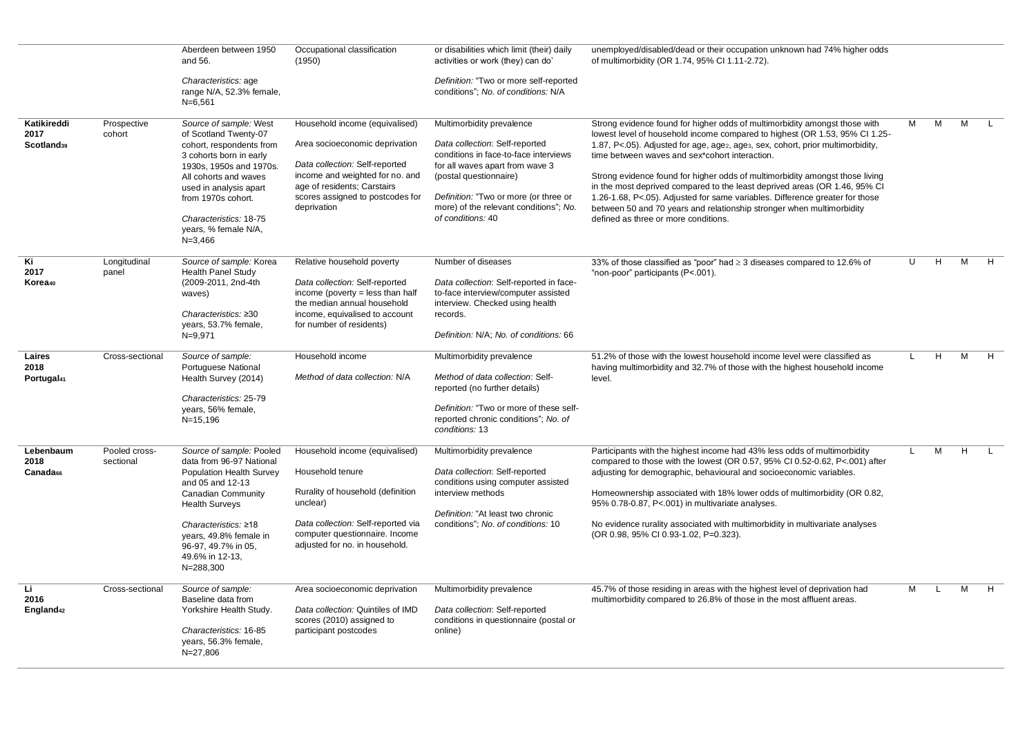| | | | | | | | | | |
|---|---|---|---|---|---|---|---|---|---|
| | | Aberdeen between 1950 and 56.<br><br>*Characteristics:* age range N/A, 52.3% female, N=6,561 | Occupational classification (1950) | or disabilities which limit (their) daily activities or work (they) can do'<br><br>*Definition:* "Two or more self-reported conditions"; *No. of conditions:* N/A | unemployed/disabled/dead or their occupation unknown had 74% higher odds of multimorbidity (OR 1.74, 95% CI 1.11-2.72). | | | | |
| **Katikireddi 2017 Scotland**[39] | Prospective cohort | *Source of sample:* West of Scotland Twenty-07 cohort, respondents from 3 cohorts born in early 1930s, 1950s and 1970s. All cohorts and waves used in analysis apart from 1970s cohort.<br><br>*Characteristics:* 18-75 years, % female N/A, N=3,466 | Household income (equivalised)<br><br>Area socioeconomic deprivation<br><br>*Data collection:* Self-reported income and weighted for no. and age of residents; Carstairs scores assigned to postcodes for deprivation | Multimorbidity prevalence<br><br>*Data collection*: Self-reported conditions in face-to-face interviews for all waves apart from wave 3 (postal questionnaire)<br><br>*Definition:* "Two or more (or three or more) of the relevant conditions"; *No. of conditions:* 40 | Strong evidence found for higher odds of multimorbidity amongst those with lowest level of household income compared to highest (OR 1.53, 95% CI 1.25-1.87, P<.05). Adjusted for age, age$_2$, age$_3$, sex, cohort, prior multimorbidity, time between waves and sex*cohort interaction.<br><br>Strong evidence found for higher odds of multimorbidity amongst those living in the most deprived compared to the least deprived areas (OR 1.46, 95% CI 1.26-1.68, P<.05). Adjusted for same variables. Difference greater for those between 50 and 70 years and relationship stronger when multimorbidity defined as three or more conditions. | M | M | M | L |
| **Ki 2017 Korea**[40] | Longitudinal panel | *Source of sample:* Korea Health Panel Study (2009-2011, 2nd-4th waves)<br><br>*Characteristics:* ≥30 years, 53.7% female, N=9,971 | Relative household poverty<br><br>*Data collection:* Self-reported income (poverty = less than half the median annual household income, equivalised to account for number of residents) | Number of diseases<br><br>*Data collection*: Self-reported in face-to-face interview/computer assisted interview. Checked using health records.<br><br>*Definition:* N/A; *No. of conditions:* 66 | 33% of those classified as "poor" had ≥ 3 diseases compared to 12.6% of "non-poor" participants (P<.001). | U | H | M | H |
| **Laires 2018 Portugal**[41] | Cross-sectional | *Source of sample:* Portuguese National Health Survey (2014)<br><br>*Characteristics:* 25-79 years, 56% female, N=15,196 | Household income<br><br>*Method of data collection:* N/A | Multimorbidity prevalence<br><br>*Method of data collection*: Self-reported (no further details)<br><br>*Definition:* "Two or more of these self-reported chronic conditions"; *No. of conditions:* 13 | 51.2% of those with the lowest household income level were classified as having multimorbidity and 32.7% of those with the highest household income level. | L | H | M | H |
| **Lebenbaum 2018 Canada**[66] | Pooled cross-sectional | *Source of sample:* Pooled data from 96-97 National Population Health Survey and 05 and 12-13 Canadian Community Health Surveys<br><br>*Characteristics:* ≥18 years, 49.8% female in 96-97, 49.7% in 05, 49.6% in 12-13, N=288,300 | Household income (equivalised)<br><br>Household tenure<br><br>Rurality of household (definition unclear)<br><br>*Data collection:* Self-reported via computer questionnaire. Income adjusted for no. in household. | Multimorbidity prevalence<br><br>*Data collection*: Self-reported conditions using computer assisted interview methods<br><br>*Definition:* "At least two chronic conditions"; *No. of conditions:* 10 | Participants with the highest income had 43% less odds of multimorbidity compared to those with the lowest (OR 0.57, 95% CI 0.52-0.62, P<.001) after adjusting for demographic, behavioural and socioeconomic variables.<br><br>Homeownership associated with 18% lower odds of multimorbidity (OR 0.82, 95% 0.78-0.87, P<.001) in multivariate analyses.<br><br>No evidence rurality associated with multimorbidity in multivariate analyses (OR 0.98, 95% CI 0.93-1.02, P=0.323). | L | M | H | L |
| **Li 2016 England**[42] | Cross-sectional | *Source of sample:* Baseline data from Yorkshire Health Study.<br><br>*Characteristics:* 16-85 years, 56.3% female, N=27,806 | Area socioeconomic deprivation<br><br>*Data collection:* Quintiles of IMD scores (2010) assigned to participant postcodes | Multimorbidity prevalence<br><br>*Data collection*: Self-reported conditions in questionnaire (postal or online) | 45.7% of those residing in areas with the highest level of deprivation had multimorbidity compared to 26.8% of those in the most affluent areas. | M | L | M | H |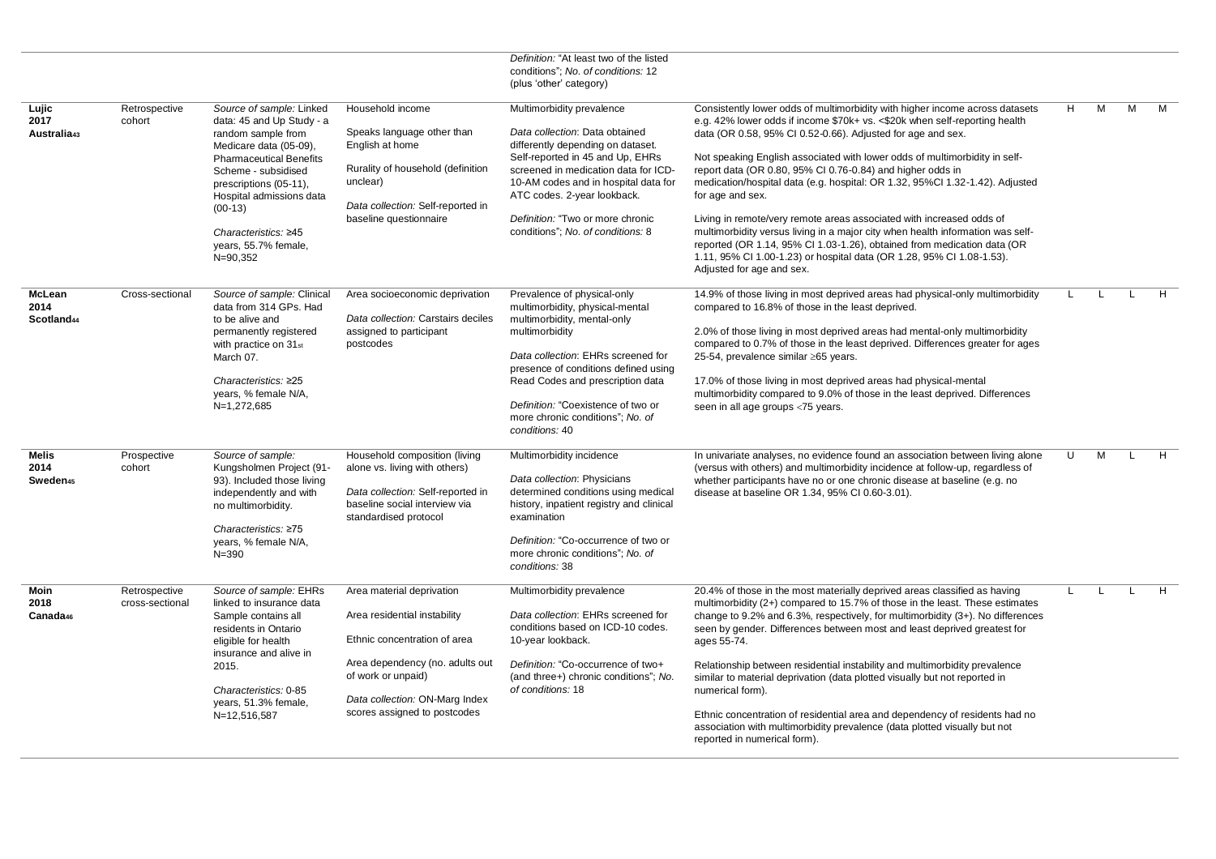| | | | | Definition: "At least two of the listed conditions"; No. of conditions: 12 (plus 'other' category) | | | | | |
|---|---|---|---|---|---|---|---|---|---|
| **Lujic 2017 Australia[43]** | Retrospective cohort | *Source of sample:* Linked data: 45 and Up Study - a random sample from Medicare data (05-09), Pharmaceutical Benefits Scheme - subsidised prescriptions (05-11), Hospital admissions data (00-13)<br><br>*Characteristics:* ≥45 years, 55.7% female, N=90,352 | Household income<br><br>Speaks language other than English at home<br><br>Rurality of household (definition unclear)<br><br>*Data collection:* Self-reported in baseline questionnaire | Multimorbidity prevalence<br><br>*Data collection*: Data obtained differently depending on dataset. Self-reported in 45 and Up, EHRs screened in medication data for ICD-10-AM codes and in hospital data for ATC codes. 2-year lookback.<br><br>*Definition:* "Two or more chronic conditions"; *No. of conditions:* 8 | Consistently lower odds of multimorbidity with higher income across datasets e.g. 42% lower odds if income $70k+ vs. <$20k when self-reporting health data (OR 0.58, 95% CI 0.52-0.66). Adjusted for age and sex.<br><br>Not speaking English associated with lower odds of multimorbidity in self-report data (OR 0.80, 95% CI 0.76-0.84) and higher odds in medication/hospital data (e.g. hospital: OR 1.32, 95%CI 1.32-1.42). Adjusted for age and sex.<br><br>Living in remote/very remote areas associated with increased odds of multimorbidity versus living in a major city when health information was self-reported (OR 1.14, 95% CI 1.03-1.26), obtained from medication data (OR 1.11, 95% CI 1.00-1.23) or hospital data (OR 1.28, 95% CI 1.08-1.53). Adjusted for age and sex. | H | M | M | M |
| **McLean 2014 Scotland[44]** | Cross-sectional | *Source of sample:* Clinical data from 314 GPs. Had to be alive and permanently registered with practice on 31st March 07.<br><br>*Characteristics:* ≥25 years, % female N/A, N=1,272,685 | Area socioeconomic deprivation<br><br>*Data collection:* Carstairs deciles assigned to participant postcodes | Prevalence of physical-only multimorbidity, physical-mental multimorbidity, mental-only multimorbidity<br><br>*Data collection*: EHRs screened for presence of conditions defined using Read Codes and prescription data<br><br>*Definition:* "Coexistence of two or more chronic conditions"; *No. of conditions:* 40 | 14.9% of those living in most deprived areas had physical-only multimorbidity compared to 16.8% of those in the least deprived.<br><br>2.0% of those living in most deprived areas had mental-only multimorbidity compared to 0.7% of those in the least deprived. Differences greater for ages 25-54, prevalence similar ≥65 years.<br><br>17.0% of those living in most deprived areas had physical-mental multimorbidity compared to 9.0% of those in the least deprived. Differences seen in all age groups <75 years. | L | L | L | H |
| **Melis 2014 Sweden[45]** | Prospective cohort | *Source of sample:* Kungsholmen Project (91-93). Included those living independently and with no multimorbidity.<br><br>*Characteristics:* ≥75 years, % female N/A, N=390 | Household composition (living alone vs. living with others)<br><br>*Data collection:* Self-reported in baseline social interview via standardised protocol | Multimorbidity incidence<br><br>*Data collection*: Physicians determined conditions using medical history, inpatient registry and clinical examination<br><br>*Definition:* "Co-occurrence of two or more chronic conditions"; *No. of conditions:* 38 | In univariate analyses, no evidence found an association between living alone (versus with others) and multimorbidity incidence at follow-up, regardless of whether participants have no or one chronic disease at baseline (e.g. no disease at baseline OR 1.34, 95% CI 0.60-3.01). | U | M | L | H |
| **Moin 2018 Canada[46]** | Retrospective cross-sectional | *Source of sample:* EHRs linked to insurance data Sample contains all residents in Ontario eligible for health insurance and alive in 2015.<br><br>*Characteristics:* 0-85 years, 51.3% female, N=12,516,587 | Area material deprivation<br><br>Area residential instability<br><br>Ethnic concentration of area<br><br>Area dependency (no. adults out of work or unpaid)<br><br>*Data collection:* ON-Marg Index scores assigned to postcodes | Multimorbidity prevalence<br><br>*Data collection*: EHRs screened for conditions based on ICD-10 codes. 10-year lookback.<br><br>*Definition:* "Co-occurrence of two+ (and three+) chronic conditions"; *No. of conditions:* 18 | 20.4% of those in the most materially deprived areas classified as having multimorbidity (2+) compared to 15.7% of those in the least. These estimates change to 9.2% and 6.3%, respectively, for multimorbidity (3+). No differences seen by gender. Differences between most and least deprived greatest for ages 55-74.<br><br>Relationship between residential instability and multimorbidity prevalence similar to material deprivation (data plotted visually but not reported in numerical form).<br><br>Ethnic concentration of residential area and dependency of residents had no association with multimorbidity prevalence (data plotted visually but not reported in numerical form). | L | L | L | H |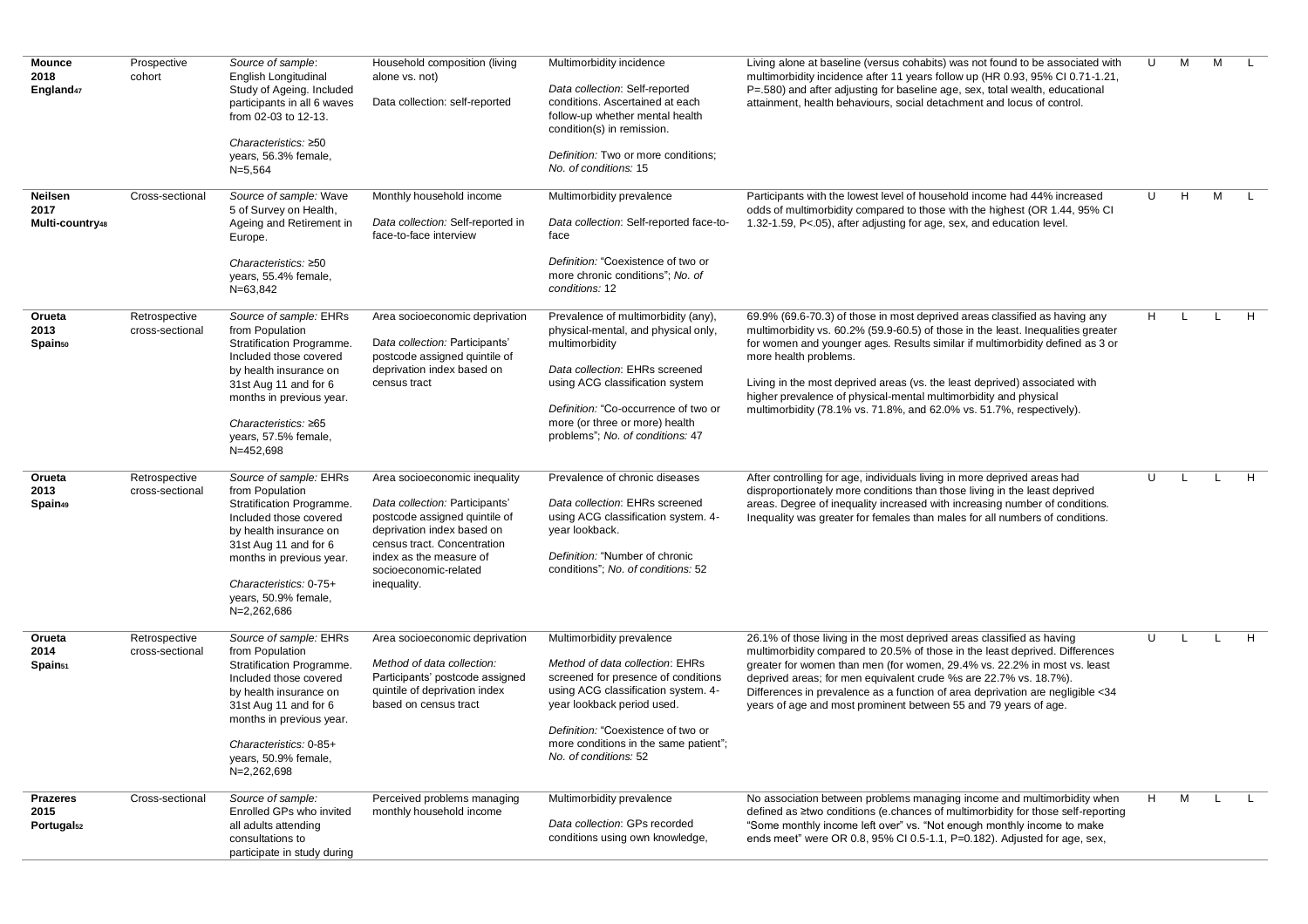| | | | | | | | | | |
|---|---|---|---|---|---|---|---|---|---|
| **Mounce 2018 England**[47] | Prospective cohort | *Source of sample*: English Longitudinal Study of Ageing. Included participants in all 6 waves from 02-03 to 12-13.<br><br>*Characteristics:* ≥50 years, 56.3% female, N=5,564 | Household composition (living alone vs. not)<br><br>Data collection: self-reported | Multimorbidity incidence<br><br>*Data collection*: Self-reported conditions. Ascertained at each follow-up whether mental health condition(s) in remission.<br><br>*Definition:* Two or more conditions; *No. of conditions:* 15 | Living alone at baseline (versus cohabits) was not found to be associated with multimorbidity incidence after 11 years follow up (HR 0.93, 95% CI 0.71-1.21, P=.580) and after adjusting for baseline age, sex, total wealth, educational attainment, health behaviours, social detachment and locus of control. | U | M | M | L |
| **Neilsen 2017 Multi-country**[48] | Cross-sectional | *Source of sample:* Wave 5 of Survey on Health, Ageing and Retirement in Europe.<br><br>*Characteristics:* ≥50 years, 55.4% female, N=63,842 | Monthly household income<br><br>*Data collection:* Self-reported in face-to-face interview | Multimorbidity prevalence<br><br>*Data collection*: Self-reported face-to-face<br><br>*Definition:* "Coexistence of two or more chronic conditions"; *No. of conditions:* 12 | Participants with the lowest level of household income had 44% increased odds of multimorbidity compared to those with the highest (OR 1.44, 95% CI 1.32-1.59, P<.05), after adjusting for age, sex, and education level. | U | H | M | L |
| **Orueta 2013 Spain**[50] | Retrospective cross-sectional | *Source of sample:* EHRs from Population Stratification Programme. Included those covered by health insurance on 31st Aug 11 and for 6 months in previous year.<br><br>*Characteristics:* ≥65 years, 57.5% female, N=452,698 | Area socioeconomic deprivation<br><br>*Data collection:* Participants' postcode assigned quintile of deprivation index based on census tract | Prevalence of multimorbidity (any), physical-mental, and physical only, multimorbidity<br><br>*Data collection*: EHRs screened using ACG classification system<br><br>*Definition:* "Co-occurrence of two or more (or three or more) health problems"; *No. of conditions:* 47 | 69.9% (69.6-70.3) of those in most deprived areas classified as having any multimorbidity vs. 60.2% (59.9-60.5) of those in the least. Inequalities greater for women and younger ages. Results similar if multimorbidity defined as 3 or more health problems.<br><br>Living in the most deprived areas (vs. the least deprived) associated with higher prevalence of physical-mental multimorbidity and physical multimorbidity (78.1% vs. 71.8%, and 62.0% vs. 51.7%, respectively). | H | L | L | H |
| **Orueta 2013 Spain**[49] | Retrospective cross-sectional | *Source of sample:* EHRs from Population Stratification Programme. Included those covered by health insurance on 31st Aug 11 and for 6 months in previous year.<br><br>*Characteristics:* 0-75+ years, 50.9% female, N=2,262,686 | Area socioeconomic inequality<br><br>*Data collection:* Participants' postcode assigned quintile of deprivation index based on census tract. Concentration index as the measure of socioeconomic-related inequality. | Prevalence of chronic diseases<br><br>*Data collection*: EHRs screened using ACG classification system. 4-year lookback.<br><br>*Definition:* "Number of chronic conditions"; *No. of conditions:* 52 | After controlling for age, individuals living in more deprived areas had disproportionately more conditions than those living in the least deprived areas. Degree of inequality increased with increasing number of conditions. Inequality was greater for females than males for all numbers of conditions. | U | L | L | H |
| **Orueta 2014 Spain**[51] | Retrospective cross-sectional | *Source of sample:* EHRs from Population Stratification Programme. Included those covered by health insurance on 31st Aug 11 and for 6 months in previous year.<br><br>*Characteristics:* 0-85+ years, 50.9% female, N=2,262,698 | Area socioeconomic deprivation<br><br>*Method of data collection:* Participants' postcode assigned quintile of deprivation index based on census tract | Multimorbidity prevalence<br><br>*Method of data collection*: EHRs screened for presence of conditions using ACG classification system. 4-year lookback period used.<br><br>*Definition:* "Coexistence of two or more conditions in the same patient"; *No. of conditions:* 52 | 26.1% of those living in the most deprived areas classified as having multimorbidity compared to 20.5% of those in the least deprived. Differences greater for women than men (for women, 29.4% vs. 22.2% in most vs. least deprived areas; for men equivalent crude %s are 22.7% vs. 18.7%). Differences in prevalence as a function of area deprivation are negligible <34 years of age and most prominent between 55 and 79 years of age. | U | L | L | H |
| **Prazeres 2015 Portugal**[52] | Cross-sectional | *Source of sample:* Enrolled GPs who invited all adults attending consultations to participate in study during | Perceived problems managing monthly household income | Multimorbidity prevalence<br><br>*Data collection*: GPs recorded conditions using own knowledge, | No association between problems managing income and multimorbidity when defined as ≥two conditions (e.chances of multimorbidity for those self-reporting "Some monthly income left over" vs. "Not enough monthly income to make ends meet" were OR 0.8, 95% CI 0.5-1.1, P=0.182). Adjusted for age, sex, | H | M | L | L |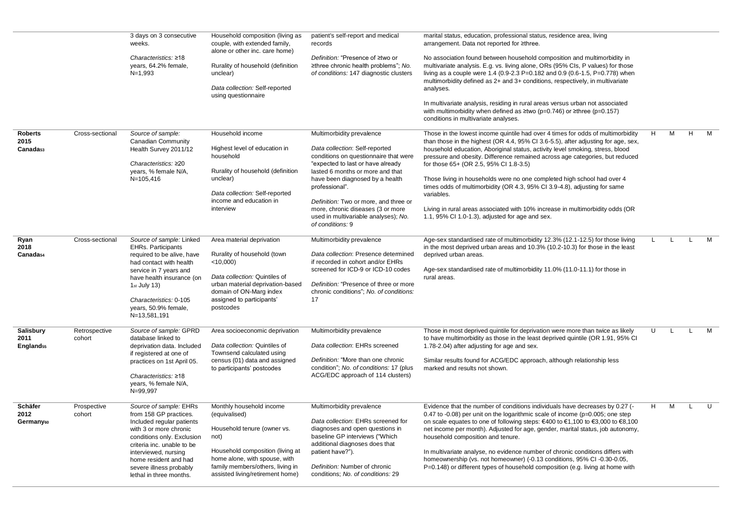| | | | | | | | | | |
|---|---|---|---|---|---|---|---|---|---|
| | | 3 days on 3 consecutive weeks.<br><br>*Characteristics:* ≥18 years, 64.2% female, N=1,993 | Household composition (living as couple, with extended family, alone or other inc. care home)<br><br>Rurality of household (definition unclear)<br><br>*Data collection:* Self-reported using questionnaire | patient's self-report and medical records<br><br>*Definition:* "Presence of ≥two or ≥three chronic health problems"; *No. of conditions:* 147 diagnostic clusters | marital status, education, professional status, residence area, living arrangement. Data not reported for ≥three.<br><br>No association found between household composition and multimorbidity in multivariate analysis. E.g. vs. living alone, ORs (95% CIs, P values) for those living as a couple were 1.4 (0.9-2.3 P=0.182 and 0.9 (0.6-1.5, P=0.778) when multimorbidity defined as 2+ and 3+ conditions, respectively, in multivariate analyses.<br><br>In multivariate analysis, residing in rural areas versus urban not associated with multimorbidity when defined as ≥two (p=0.746) or ≥three (p=0.157) conditions in multivariate analyses. | | | | |
| **Roberts 2015 Canada**[53] | Cross-sectional | *Source of sample:* Canadian Community Health Survey 2011/12<br><br>*Characteristics:* ≥20 years, % female N/A, N=105,416 | Household income<br><br>Highest level of education in household<br><br>Rurality of household (definition unclear)<br><br>*Data collection:* Self-reported income and education in interview | Multimorbidity prevalence<br><br>*Data collection*: Self-reported conditions on questionnaire that were "expected to last or have already lasted 6 months or more and that have been diagnosed by a health professional".<br><br>*Definition:* Two or more, and three or more, chronic diseases (3 or more used in multivariable analyses); *No. of conditions:* 9 | Those in the lowest income quintile had over 4 times for odds of multimorbidity than those in the highest (OR 4.4, 95% CI 3.6-5.5), after adjusting for age, sex, household education, Aboriginal status, activity level smoking, stress, blood pressure and obesity. Difference remained across age categories, but reduced for those 65+ (OR 2.5, 95% CI 1.8-3.5)<br><br>Those living in households were no one completed high school had over 4 times odds of multimorbidity (OR 4.3, 95% CI 3.9-4.8), adjusting for same variables.<br><br>Living in rural areas associated with 10% increase in multimorbidity odds (OR 1.1, 95% CI 1.0-1.3), adjusted for age and sex. | H | M | H | M |
| **Ryan 2018 Canada**[54] | Cross-sectional | *Source of sample:* Linked EHRs. Participants required to be alive, have had contact with health service in 7 years and have health insurance (on 1st July 13)<br><br>*Characteristics:* 0-105 years, 50.9% female, N=13,581,191 | Area material deprivation<br><br>Rurality of household (town <10,000)<br><br>*Data collection:* Quintiles of urban material deprivation-based domain of ON-Marg index assigned to participants' postcodes | Multimorbidity prevalence<br><br>*Data collection*: Presence determined if recorded in cohort and/or EHRs screened for ICD-9 or ICD-10 codes<br><br>*Definition:* "Presence of three or more chronic conditions"; *No. of conditions:* 17 | Age-sex standardised rate of multimorbidity 12.3% (12.1-12.5) for those living in the most deprived urban areas and 10.3% (10.2-10.3) for those in the least deprived urban areas.<br><br>Age-sex standardised rate of multimorbidity 11.0% (11.0-11.1) for those in rural areas. | L | L | L | M |
| **Salisbury 2011 England**[55] | Retrospective cohort | *Source of sample:* GPRD database linked to deprivation data. Included if registered at one of practices on 1st April 05.<br><br>*Characteristics:* ≥18 years, % female N/A, N=99,997 | Area socioeconomic deprivation<br><br>*Data collection:* Quintiles of Townsend calculated using census (01) data and assigned to participants' postcodes | Multimorbidity prevalence<br><br>*Data collection*: EHRs screened<br><br>*Definition:* "More than one chronic condition"; *No. of conditions:* 17 (plus ACG/EDC approach of 114 clusters) | Those in most deprived quintile for deprivation were more than twice as likely to have multimorbidity as those in the least deprived quintile (OR 1.91, 95% CI 1.78-2.04) after adjusting for age and sex.<br><br>Similar results found for ACG/EDC approach, although relationship less marked and results not shown. | U | L | L | M |
| **Schäfer 2012 Germany**[60] | Prospective cohort | *Source of sample:* EHRs from 158 GP practices. Included regular patients with 3 or more chronic conditions only. Exclusion criteria inc. unable to be interviewed, nursing home resident and had severe illness probably lethal in three months. | Monthly household income (equivalised)<br><br>Household tenure (owner vs. not)<br><br>Household composition (living at home alone, with spouse, with family members/others, living in assisted living/retirement home) | Multimorbidity prevalence<br><br>*Data collection*: EHRs screened for diagnoses and open questions in baseline GP interviews ("Which additional diagnoses does that patient have?").<br><br>*Definition:* Number of chronic conditions; *No. of conditions:* 29 | Evidence that the number of conditions individuals have decreases by 0.27 (-0.47 to -0.08) per unit on the logarithmic scale of income (p=0.005; one step on scale equates to one of following steps: €400 to €1,100 to €3,000 to €8,100 net income per month). Adjusted for age, gender, marital status, job autonomy, household composition and tenure.<br><br>In multivariate analyse, no evidence number of chronic conditions differs with homeownership (vs. not homeowner) (-0.13 conditions, 95% CI -0.30-0.05, P=0.148) or different types of household composition (e.g. living at home with | H | M | L | U |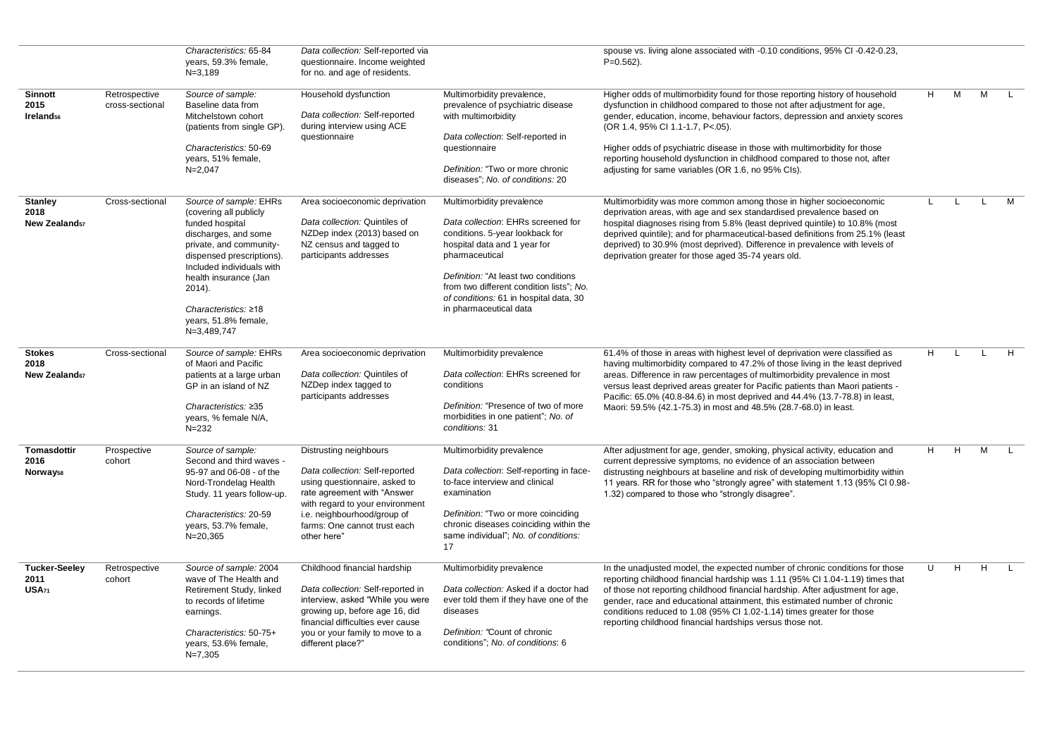| | | | | | | | | | |
|---|---|---|---|---|---|---|---|---|---|
| | | *Characteristics:* 65-84 years, 59.3% female, N=3,189 | *Data collection:* Self-reported via questionnaire. Income weighted for no. and age of residents. | | spouse vs. living alone associated with -0.10 conditions, 95% CI -0.42-0.23, P=0.562). | | | | |
| **Sinnott 2015 Ireland**[56] | Retrospective cross-sectional | *Source of sample:* Baseline data from Mitchelstown cohort (patients from single GP).<br><br>*Characteristics:* 50-69 years, 51% female, N=2,047 | Household dysfunction<br><br>*Data collection:* Self-reported during interview using ACE questionnaire | Multimorbidity prevalence, prevalence of psychiatric disease with multimorbidity<br><br>*Data collection*: Self-reported in questionnaire<br><br>*Definition:* "Two or more chronic diseases"; *No. of conditions:* 20 | Higher odds of multimorbidity found for those reporting history of household dysfunction in childhood compared to those not after adjustment for age, gender, education, income, behaviour factors, depression and anxiety scores (OR 1.4, 95% CI 1.1-1.7, P<.05).<br><br>Higher odds of psychiatric disease in those with multimorbidity for those reporting household dysfunction in childhood compared to those not, after adjusting for same variables (OR 1.6, no 95% CIs). | H | M | M | L |
| **Stanley 2018 New Zealand**[57] | Cross-sectional | *Source of sample:* EHRs (covering all publicly funded hospital discharges, and some private, and community-dispensed prescriptions). Included individuals with health insurance (Jan 2014).<br><br>*Characteristics:* ≥18 years, 51.8% female, N=3,489,747 | Area socioeconomic deprivation<br><br>*Data collection:* Quintiles of NZDep index (2013) based on NZ census and tagged to participants addresses | Multimorbidity prevalence<br><br>*Data collection*: EHRs screened for conditions. 5-year lookback for hospital data and 1 year for pharmaceutical<br><br>*Definition:* "At least two conditions from two different condition lists"; *No. of conditions:* 61 in hospital data, 30 in pharmaceutical data | Multimorbidity was more common among those in higher socioeconomic deprivation areas, with age and sex standardised prevalence based on hospital diagnoses rising from 5.8% (least deprived quintile) to 10.8% (most deprived quintile); and for pharmaceutical-based definitions from 25.1% (least deprived) to 30.9% (most deprived). Difference in prevalence with levels of deprivation greater for those aged 35-74 years old. | L | L | L | M |
| **Stokes 2018 New Zealand**[67] | Cross-sectional | *Source of sample:* EHRs of Maori and Pacific patients at a large urban GP in an island of NZ<br><br>*Characteristics:* ≥35 years, % female N/A, N=232 | Area socioeconomic deprivation<br><br>*Data collection:* Quintiles of NZDep index tagged to participants addresses | Multimorbidity prevalence<br><br>*Data collection*: EHRs screened for conditions<br><br>*Definition:* "Presence of two of more morbidities in one patient"; *No. of conditions:* 31 | 61.4% of those in areas with highest level of deprivation were classified as having multimorbidity compared to 47.2% of those living in the least deprived areas. Difference in raw percentages of multimorbidity prevalence in most versus least deprived areas greater for Pacific patients than Maori patients - Pacific: 65.0% (40.8-84.6) in most deprived and 44.4% (13.7-78.8) in least, Maori: 59.5% (42.1-75.3) in most and 48.5% (28.7-68.0) in least. | H | L | L | H |
| **Tomasdottir 2016 Norway**[58] | Prospective cohort | *Source of sample:* Second and third waves - 95-97 and 06-08 - of the Nord-Trondelag Health Study. 11 years follow-up.<br><br>*Characteristics:* 20-59 years, 53.7% female, N=20,365 | Distrusting neighbours<br><br>*Data collection:* Self-reported using questionnaire, asked to rate agreement with "Answer with regard to your environment i.e. neighbourhood/group of farms: One cannot trust each other here" | Multimorbidity prevalence<br><br>*Data collection*: Self-reporting in face-to-face interview and clinical examination<br><br>*Definition:* "Two or more coinciding chronic diseases coinciding within the same individual"; *No. of conditions:* 17 | After adjustment for age, gender, smoking, physical activity, education and current depressive symptoms, no evidence of an association between distrusting neighbours at baseline and risk of developing multimorbidity within 11 years. RR for those who "strongly agree" with statement 1.13 (95% CI 0.98-1.32) compared to those who "strongly disagree". | H | H | M | L |
| **Tucker-Seeley 2011 USA**[71] | Retrospective cohort | *Source of sample:* 2004 wave of The Health and Retirement Study, linked to records of lifetime earnings.<br><br>*Characteristics:* 50-75+ years, 53.6% female, N=7,305 | Childhood financial hardship<br><br>*Data collection:* Self-reported in interview, asked "While you were growing up, before age 16, did financial difficulties ever cause you or your family to move to a different place?" | Multimorbidity prevalence<br><br>*Data collection:* Asked if a doctor had ever told them if they have one of the diseases<br><br>*Definition:* "Count of chronic conditions"; *No. of conditions*: 6 | In the unadjusted model, the expected number of chronic conditions for those reporting childhood financial hardship was 1.11 (95% CI 1.04-1.19) times that of those not reporting childhood financial hardship. After adjustment for age, gender, race and educational attainment, this estimated number of chronic conditions reduced to 1.08 (95% CI 1.02-1.14) times greater for those reporting childhood financial hardships versus those not. | U | H | H | L |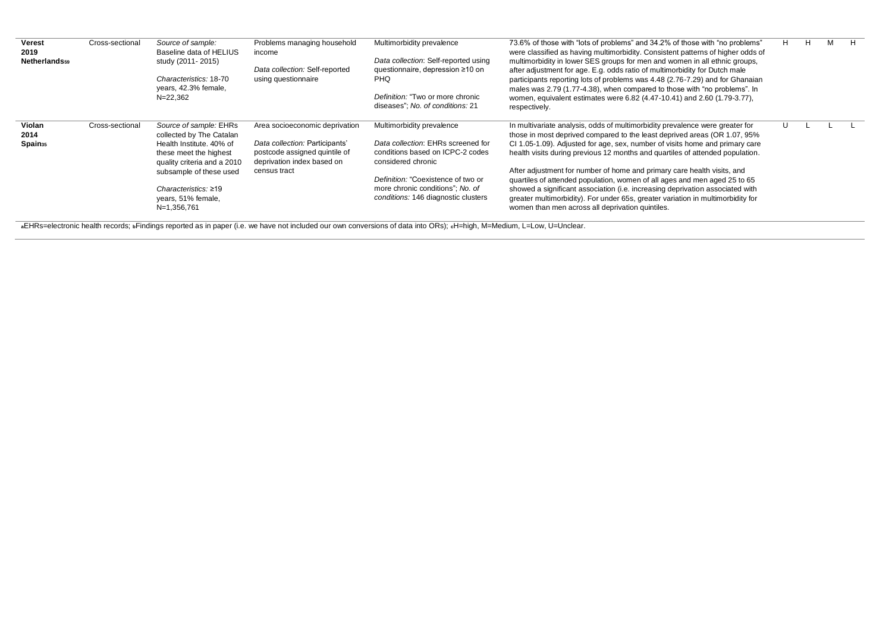| | | | | | | | | | |
|---|---|---|---|---|---|---|---|---|---|
| **Verest 2019 Netherlands**[59] | Cross-sectional | *Source of sample:* Baseline data of HELIUS study (2011- 2015)<br><br>*Characteristics:* 18-70 years, 42.3% female, N=22,362 | Problems managing household income<br><br>*Data collection:* Self-reported using questionnaire | Multimorbidity prevalence<br><br>*Data collection*: Self-reported using questionnaire, depression ≥10 on PHQ<br><br>*Definition:* "Two or more chronic diseases"; *No. of conditions:* 21 | 73.6% of those with "lots of problems" and 34.2% of those with "no problems" were classified as having multimorbidity. Consistent patterns of higher odds of multimorbidity in lower SES groups for men and women in all ethnic groups, after adjustment for age. E.g. odds ratio of multimorbidity for Dutch male participants reporting lots of problems was 4.48 (2.76-7.29) and for Ghanaian males was 2.79 (1.77-4.38), when compared to those with "no problems". In women, equivalent estimates were 6.82 (4.47-10.41) and 2.60 (1.79-3.77), respectively. | H | H | M | H |
| **Violan 2014 Spain**[35] | Cross-sectional | *Source of sample:* EHRs collected by The Catalan Health Institute. 40% of these meet the highest quality criteria and a 2010 subsample of these used<br><br>*Characteristics:* ≥19 years, 51% female, N=1,356,761 | Area socioeconomic deprivation<br><br>*Data collection:* Participants' postcode assigned quintile of deprivation index based on census tract | Multimorbidity prevalence<br><br>*Data collection*: EHRs screened for conditions based on ICPC-2 codes considered chronic<br><br>*Definition:* "Coexistence of two or more chronic conditions"; *No. of conditions:* 146 diagnostic clusters | In multivariate analysis, odds of multimorbidity prevalence were greater for those in most deprived compared to the least deprived areas (OR 1.07, 95% CI 1.05-1.09). Adjusted for age, sex, number of visits home and primary care health visits during previous 12 months and quartiles of attended population.<br><br>After adjustment for number of home and primary care health visits, and quartiles of attended population, women of all ages and men aged 25 to 65 showed a significant association (i.e. increasing deprivation associated with greater multimorbidity). For under 65s, greater variation in multimorbidity for women than men across all deprivation quintiles. | U | L | L | L |

[a]EHRs=electronic health records; [b]Findings reported as in paper (i.e. we have not included our own conversions of data into ORs); [c]H=high, M=Medium, L=Low, U=Unclear.